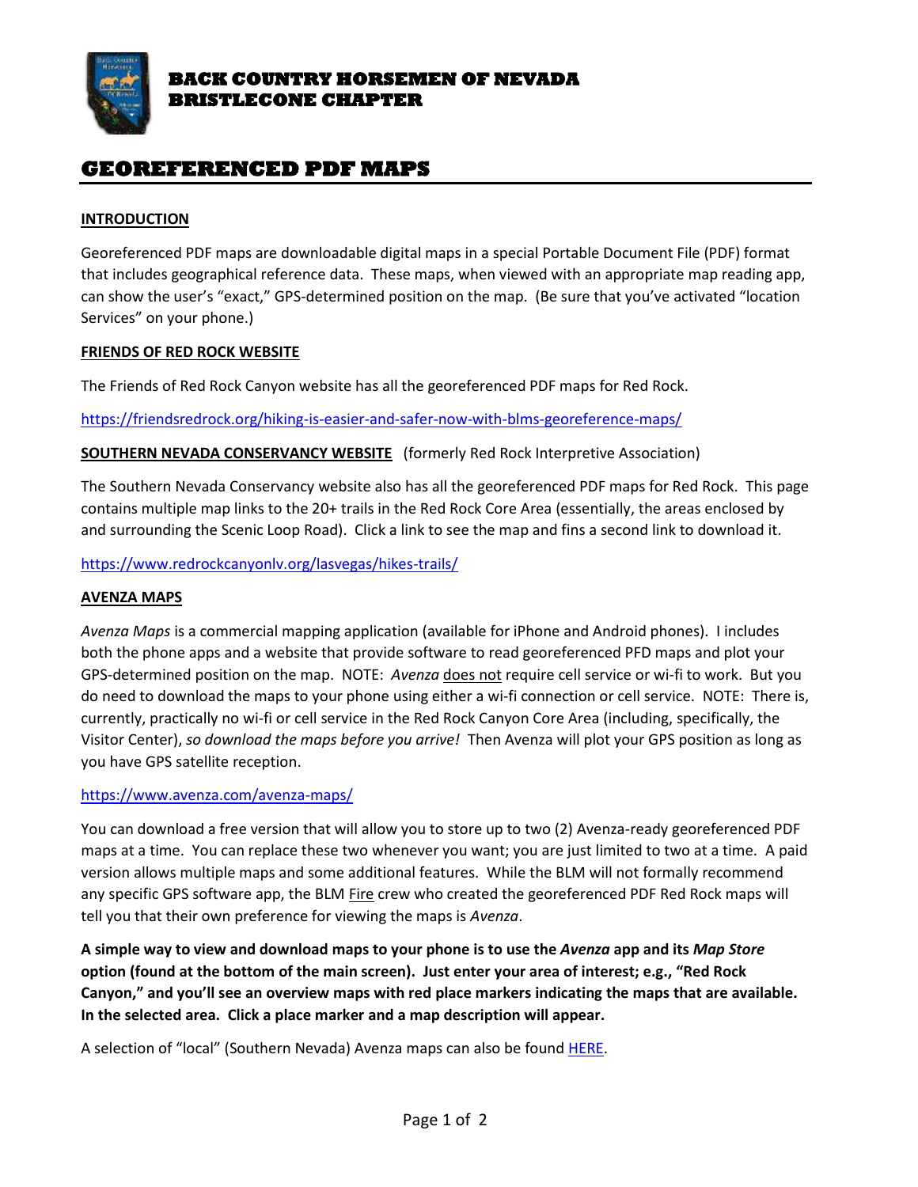**BACK COUNTRY HORSEMEN OF NEVADA**
**BRISTLECONE CHAPTER**

# GEOREFERENCED PDF MAPS

## INTRODUCTION

Georeferenced PDF maps are downloadable digital maps in a special Portable Document File (PDF) format that includes geographical reference data. These maps, when viewed with an appropriate map reading app, can show the user's "exact," GPS-determined position on the map. (Be sure that you've activated "location Services" on your phone.)

## FRIENDS OF RED ROCK WEBSITE

The Friends of Red Rock Canyon website has all the georeferenced PDF maps for Red Rock.

https://friendsredrock.org/hiking-is-easier-and-safer-now-with-blms-georeference-maps/

## SOUTHERN NEVADA CONSERVANCY WEBSITE (formerly Red Rock Interpretive Association)

The Southern Nevada Conservancy website also has all the georeferenced PDF maps for Red Rock. This page contains multiple map links to the 20+ trails in the Red Rock Core Area (essentially, the areas enclosed by and surrounding the Scenic Loop Road). Click a link to see the map and fins a second link to download it.

https://www.redrockcanyonlv.org/lasvegas/hikes-trails/

## AVENZA MAPS

*Avenza Maps* is a commercial mapping application (available for iPhone and Android phones). I includes both the phone apps and a website that provide software to read georeferenced PFD maps and plot your GPS-determined position on the map. NOTE: *Avenza* does not require cell service or wi-fi to work. But you do need to download the maps to your phone using either a wi-fi connection or cell service. NOTE: There is, currently, practically no wi-fi or cell service in the Red Rock Canyon Core Area (including, specifically, the Visitor Center), *so download the maps before you arrive!* Then Avenza will plot your GPS position as long as you have GPS satellite reception.

https://www.avenza.com/avenza-maps/

You can download a free version that will allow you to store up to two (2) Avenza-ready georeferenced PDF maps at a time. You can replace these two whenever you want; you are just limited to two at a time. A paid version allows multiple maps and some additional features. While the BLM will not formally recommend any specific GPS software app, the BLM Fire crew who created the georeferenced PDF Red Rock maps will tell you that their own preference for viewing the maps is *Avenza*.

**A simple way to view and download maps to your phone is to use the *Avenza* app and its *Map Store* option (found at the bottom of the main screen). Just enter your area of interest; e.g., "Red Rock Canyon," and you'll see an overview maps with red place markers indicating the maps that are available. In the selected area. Click a place marker and a map description will appear.**

A selection of "local" (Southern Nevada) Avenza maps can also be found HERE.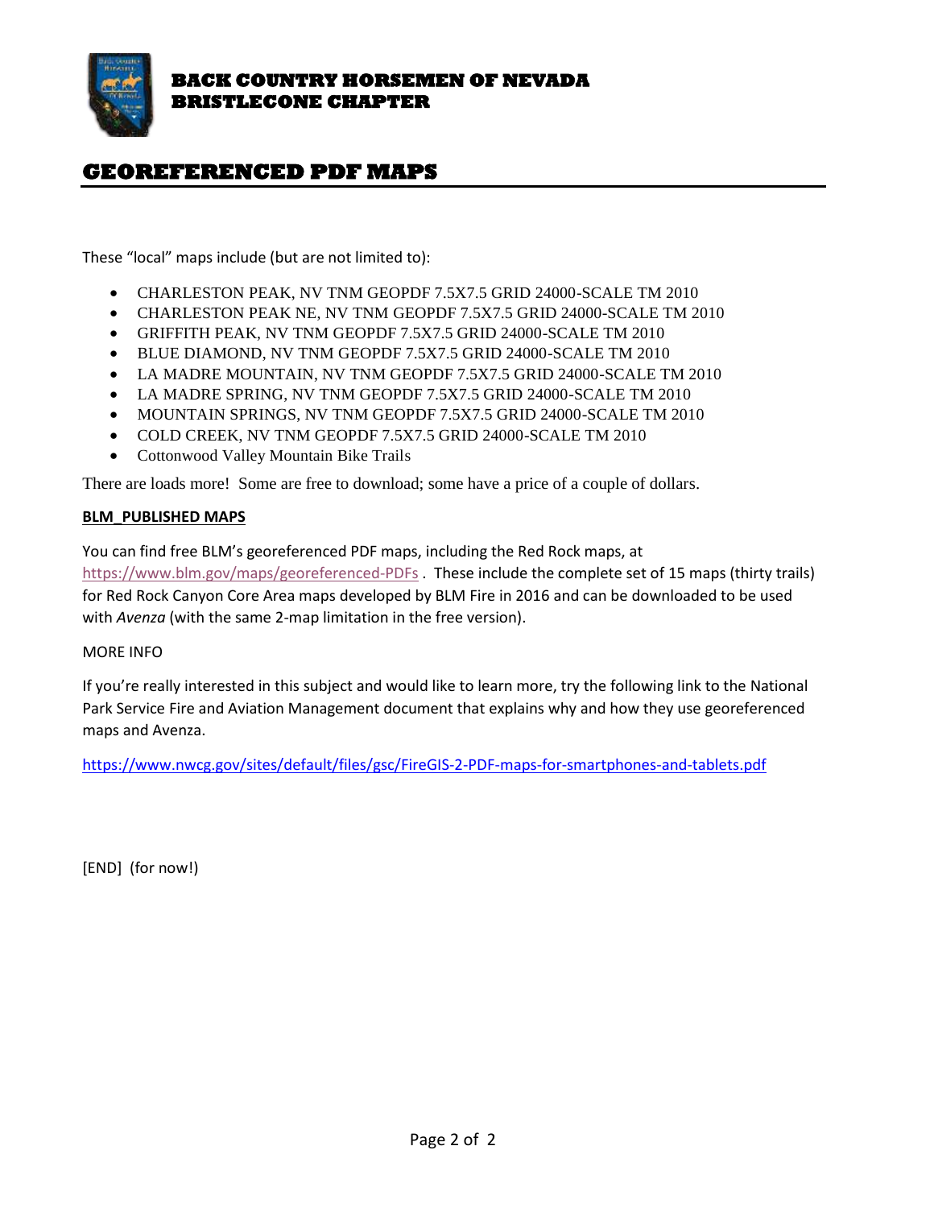**BACK COUNTRY HORSEMEN OF NEVADA**
**BRISTLECONE CHAPTER**

# GEOREFERENCED PDF MAPS

These "local" maps include (but are not limited to):

- CHARLESTON PEAK, NV TNM GEOPDF 7.5X7.5 GRID 24000-SCALE TM 2010
- CHARLESTON PEAK NE, NV TNM GEOPDF 7.5X7.5 GRID 24000-SCALE TM 2010
- GRIFFITH PEAK, NV TNM GEOPDF 7.5X7.5 GRID 24000-SCALE TM 2010
- BLUE DIAMOND, NV TNM GEOPDF 7.5X7.5 GRID 24000-SCALE TM 2010
- LA MADRE MOUNTAIN, NV TNM GEOPDF 7.5X7.5 GRID 24000-SCALE TM 2010
- LA MADRE SPRING, NV TNM GEOPDF 7.5X7.5 GRID 24000-SCALE TM 2010
- MOUNTAIN SPRINGS, NV TNM GEOPDF 7.5X7.5 GRID 24000-SCALE TM 2010
- COLD CREEK, NV TNM GEOPDF 7.5X7.5 GRID 24000-SCALE TM 2010
- Cottonwood Valley Mountain Bike Trails

There are loads more! Some are free to download; some have a price of a couple of dollars.

**BLM_PUBLISHED MAPS**

You can find free BLM's georeferenced PDF maps, including the Red Rock maps, at https://www.blm.gov/maps/georeferenced-PDFs . These include the complete set of 15 maps (thirty trails) for Red Rock Canyon Core Area maps developed by BLM Fire in 2016 and can be downloaded to be used with *Avenza* (with the same 2-map limitation in the free version).

MORE INFO

If you're really interested in this subject and would like to learn more, try the following link to the National Park Service Fire and Aviation Management document that explains why and how they use georeferenced maps and Avenza.

https://www.nwcg.gov/sites/default/files/gsc/FireGIS-2-PDF-maps-for-smartphones-and-tablets.pdf

[END] (for now!)